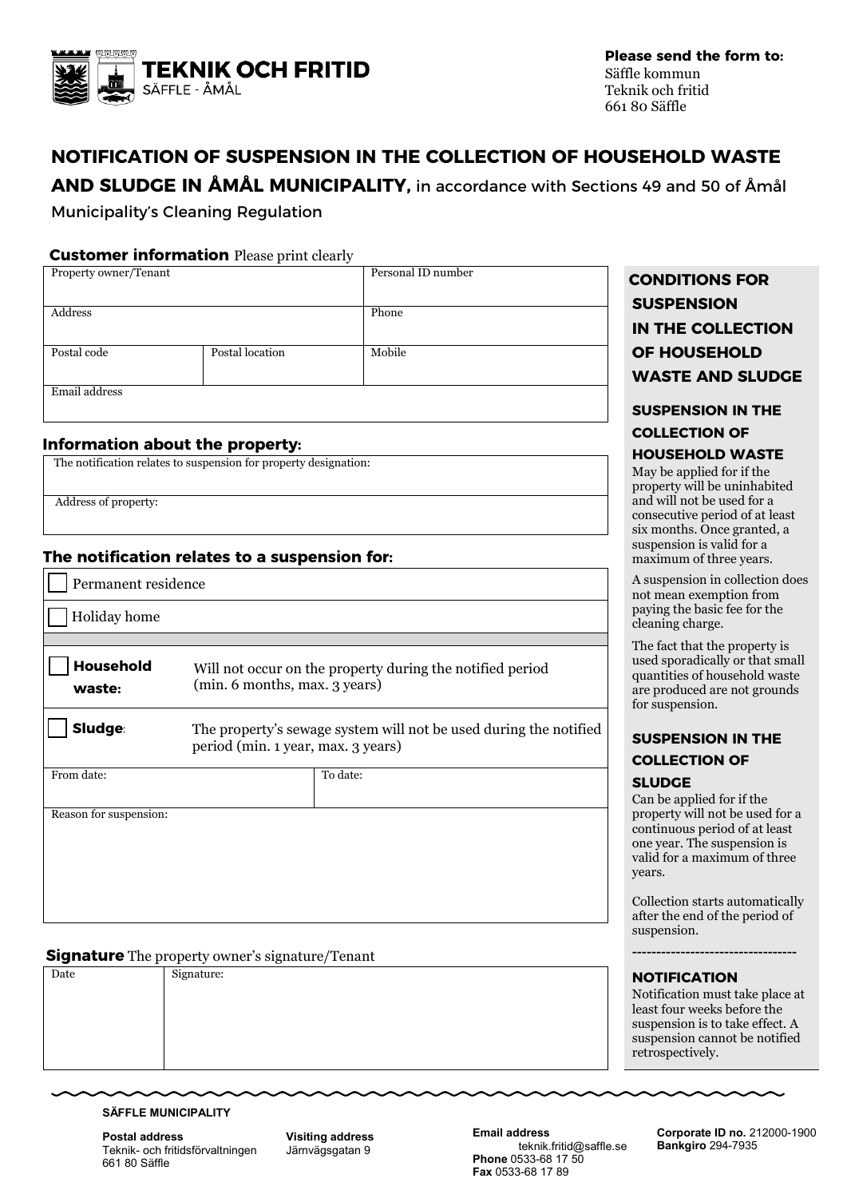**TEKNIK OCH FRITID**
SÄFFLE - ÅMÅL

**Please send the form to:**
Säffle kommun
Teknik och fritid
661 80 Säffle

# NOTIFICATION OF SUSPENSION IN THE COLLECTION OF HOUSEHOLD WASTE AND SLUDGE IN ÅMÅL MUNICIPALITY, in accordance with Sections 49 and 50 of Åmål Municipality's Cleaning Regulation

**Customer information** Please print clearly

| Property owner/Tenant | | Personal ID number |
|---|---|---|
| Address | | Phone |
| Postal code | Postal location | Mobile |
| Email address | | |

**Information about the property:**

| The notification relates to suspension for property designation: |
|---|
| Address of property: |

**The notification relates to a suspension for:**

| | |
|---|---|
| ☐ Permanent residence | |
| ☐ Holiday home | |
| ☐ **Household waste:** | Will not occur on the property during the notified period (min. 6 months, max. 3 years) |
| ☐ **Sludge:** | The property's sewage system will not be used during the notified period (min. 1 year, max. 3 years) |
| From date: | To date: |
| Reason for suspension: | |

**Signature** The property owner's signature/Tenant

| Date | Signature: |
|---|---|
| | |

## CONDITIONS FOR SUSPENSION IN THE COLLECTION OF HOUSEHOLD WASTE AND SLUDGE

### SUSPENSION IN THE COLLECTION OF HOUSEHOLD WASTE

May be applied for if the property will be uninhabited and will not be used for a consecutive period of at least six months. Once granted, a suspension is valid for a maximum of three years.

A suspension in collection does not mean exemption from paying the basic fee for the cleaning charge.

The fact that the property is used sporadically or that small quantities of household waste are produced are not grounds for suspension.

### SUSPENSION IN THE COLLECTION OF SLUDGE

Can be applied for if the property will not be used for a continuous period of at least one year. The suspension is valid for a maximum of three years.

Collection starts automatically after the end of the period of suspension.

----------------------------------

### NOTIFICATION

Notification must take place at least four weeks before the suspension is to take effect. A suspension cannot be notified retrospectively.

**SÄFFLE MUNICIPALITY**

**Postal address**
Teknik- och fritidsförvaltningen
661 80 Säffle

**Visiting address**
Järnvägsgatan 9

**Email address**
teknik.fritid@saffle.se
**Phone** 0533-68 17 50
**Fax** 0533-68 17 89

**Corporate ID no.** 212000-1900
**Bankgiro** 294-7935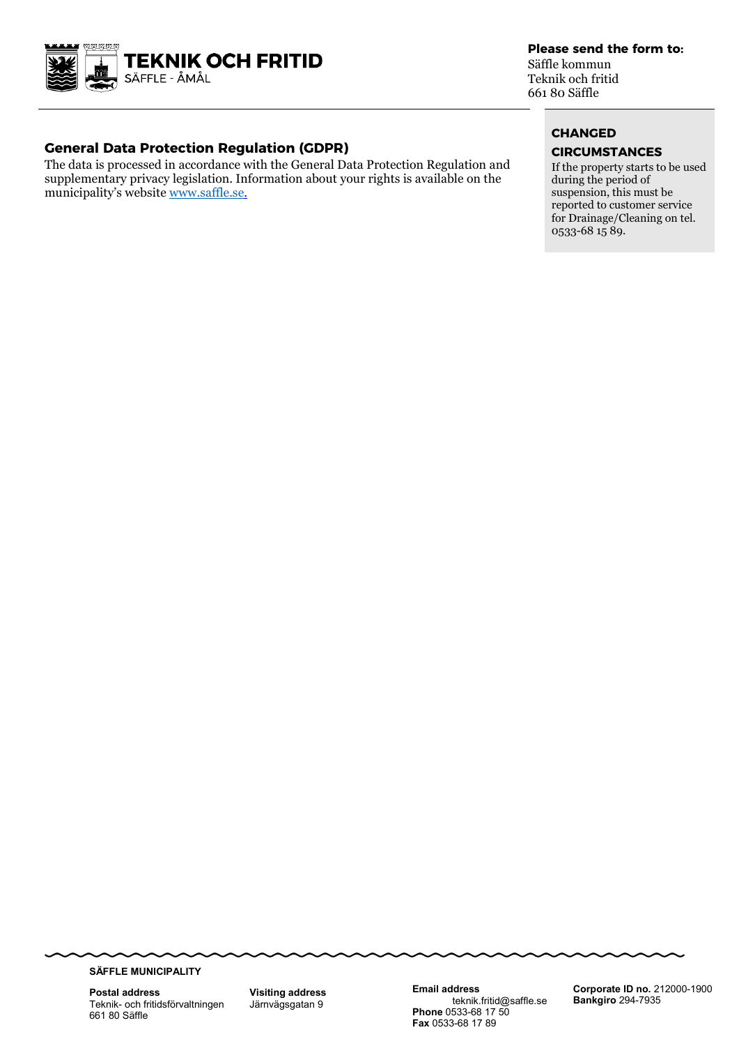**Please send the form to:**
Säffle kommun
Teknik och fritid
661 80 Säffle

## General Data Protection Regulation (GDPR)

The data is processed in accordance with the General Data Protection Regulation and supplementary privacy legislation. Information about your rights is available on the municipality's website [www.saffle.se.](http://www.saffle.se)

### CHANGED CIRCUMSTANCES

If the property starts to be used during the period of suspension, this must be reported to customer service for Drainage/Cleaning on tel. 0533-68 15 89.

**SÄFFLE MUNICIPALITY**

**Postal address**
Teknik- och fritidsförvaltningen
661 80 Säffle

**Visiting address**
Järnvägsgatan 9

**Email address**
teknik.fritid@saffle.se
**Phone** 0533-68 17 50
**Fax** 0533-68 17 89

**Corporate ID no.** 212000-1900
**Bankgiro** 294-7935